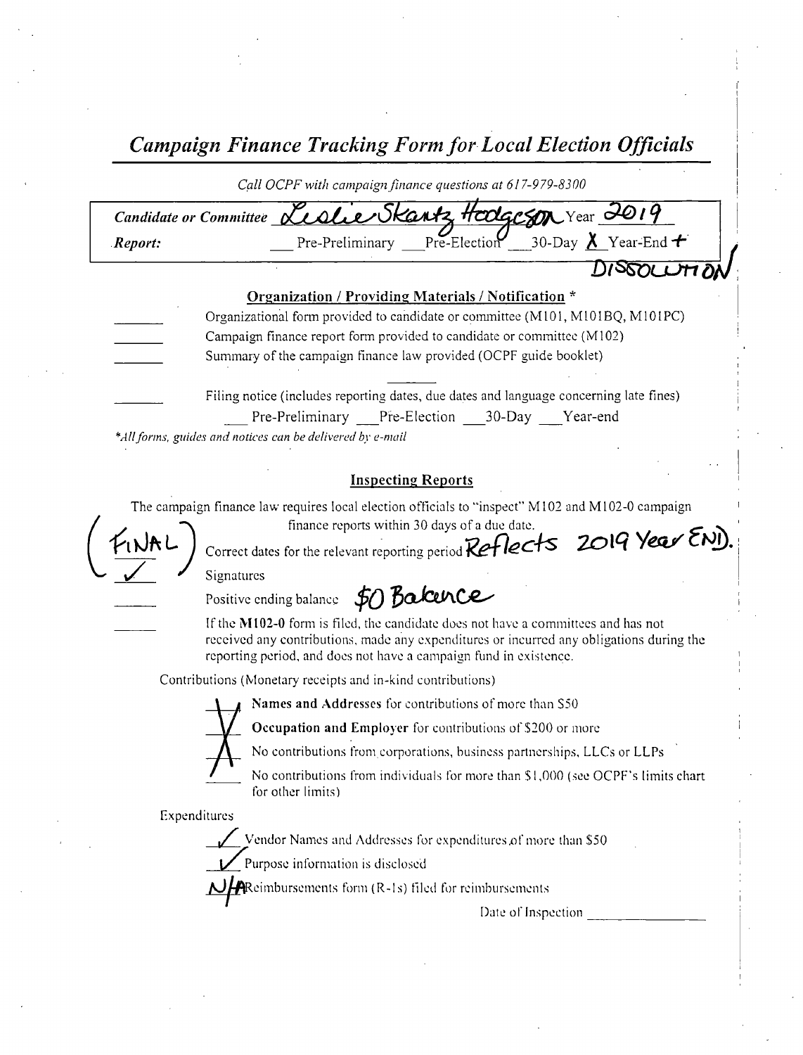# *Campaign Finance Tracking Form for Local Election Officials*

*Call OCPF with campaign finance questions at 617-979-8300*

*Candidate or Committee* Leslie Skantz Hodgeson Year 2019

*Report:* ___ Pre-Preliminary ___ Pre-Election ___ 30-Day **X** Year-End + DISSOLUTION

**Organization / Providing Materials / Notification** *

_____ Organizational form provided to candidate or committee (M101, M101BQ, M101PC)

_____ Campaign finance report form provided to candidate or committee (M102)

_____ Summary of the campaign finance law provided (OCPF guide booklet)

_____ Filing notice (includes reporting dates, due dates and language concerning late fines)
___ Pre-Preliminary ___ Pre-Election ___ 30-Day ___ Year-end

**All forms, guides and notices can be delivered by e-mail*

**Inspecting Reports**

The campaign finance law requires local election officials to "inspect" M102 and M102-0 campaign finance reports within 30 days of a due date.

(FINAL ✓) Correct dates for the relevant reporting period Reflects 2019 Year END.

✓ Signatures

_____ Positive ending balance $0 Balance

_____ If the **M102-0** form is filed, the candidate does not have a committees and has not received any contributions, made any expenditures or incurred any obligations during the reporting period, and does not have a campaign fund in existence.

Contributions (Monetary receipts and in-kind contributions)

X **Names and Addresses** for contributions of more than $50

X **Occupation and Employer** for contributions of $200 or more

X No contributions from corporations, business partnerships, LLCs or LLPs

X No contributions from individuals for more than $1,000 (see OCPF's limits chart for other limits)

Expenditures

✓ Vendor Names and Addresses for expenditures of more than $50

✓ Purpose information is disclosed

N/A Reimbursements form (R-1s) filed for reimbursements

Date of Inspection ______________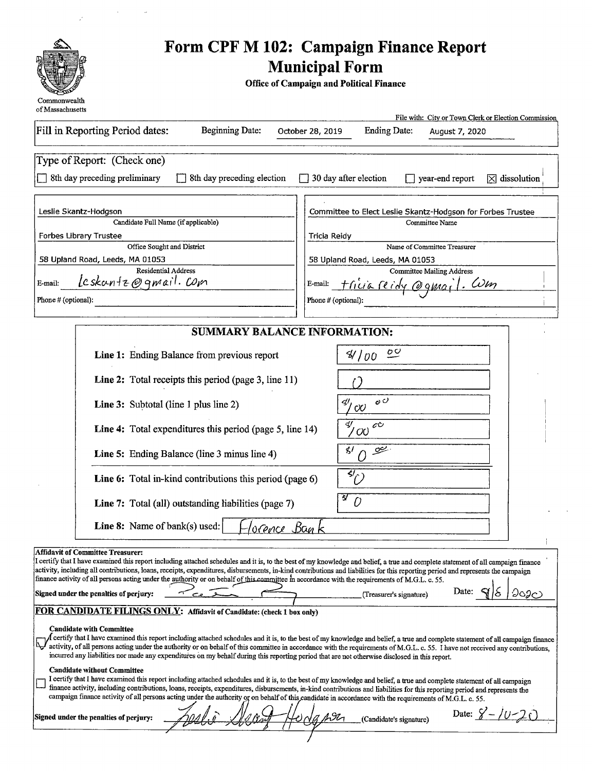# Form CPF M 102: Campaign Finance Report Municipal Form

**Office of Campaign and Political Finance**

Commonwealth of Massachusetts

File with: City or Town Clerk or Election Commission

Fill in Reporting Period dates: Beginning Date: October 28, 2019 Ending Date: August 7, 2020

Type of Report: (Check one)

- [ ] 8th day preceding preliminary
- [ ] 8th day preceding election
- [ ] 30 day after election
- [ ] year-end report
- [x] dissolution

| | |
|---|---|
| Leslie Skantz-Hodgson | Committee to Elect Leslie Skantz-Hodgson for Forbes Trustee |
| Candidate Full Name (if applicable) | Committee Name |
| Forbes Library Trustee | Tricia Reidy |
| Office Sought and District | Name of Committee Treasurer |
| 58 Upland Road, Leeds, MA 01053 | 58 Upland Road, Leeds, MA 01053 |
| Residential Address | Committee Mailing Address |
| E-mail: lcskantz@gmail.com | E-mail: triciareidy@gmail.com |
| Phone # (optional): | Phone # (optional): |

## SUMMARY BALANCE INFORMATION:

| | |
|---|---|
| **Line 1:** Ending Balance from previous report | $100.00 |
| **Line 2:** Total receipts this period (page 3, line 11) | 0 |
| **Line 3:** Subtotal (line 1 plus line 2) | $100.00 |
| **Line 4:** Total expenditures this period (page 5, line 14) | $100.00 |
| **Line 5:** Ending Balance (line 3 minus line 4) | $0.00 |
| **Line 6:** Total in-kind contributions this period (page 6) | $0 |
| **Line 7:** Total (all) outstanding liabilities (page 7) | $0 |
| **Line 8:** Name of bank(s) used: | Florence Bank |

**Affidavit of Committee Treasurer:**
I certify that I have examined this report including attached schedules and it is, to the best of my knowledge and belief, a true and complete statement of all campaign finance activity, including all contributions, loans, receipts, expenditures, disbursements, in-kind contributions and liabilities for this reporting period and represents the campaign finance activity of all persons acting under the authority or on behalf of this committee in accordance with the requirements of M.G.L. c. 55.

**Signed under the penalties of perjury:** [signature] (Treasurer's signature) Date: 9/8/2020

**FOR CANDIDATE FILINGS ONLY:** **Affidavit of Candidate: (check 1 box only)**

**Candidate with Committee**

- [x] I certify that I have examined this report including attached schedules and it is, to the best of my knowledge and belief, a true and complete statement of all campaign finance activity, of all persons acting under the authority or on behalf of this committee in accordance with the requirements of M.G.L. c. 55. I have not received any contributions, incurred any liabilities nor made any expenditures on my behalf during this reporting period that are not otherwise disclosed in this report.

**Candidate without Committee**

- [ ] I certify that I have examined this report including attached schedules and it is, to the best of my knowledge and belief, a true and complete statement of all campaign finance activity, including contributions, loans, receipts, expenditures, disbursements, in-kind contributions and liabilities for this reporting period and represents the campaign finance activity of all persons acting under the authority or on behalf of this candidate in accordance with the requirements of M.G.L. c. 55.

**Signed under the penalties of perjury:** Leslie Skantz-Hodgson (Candidate's signature) Date: 8-10-20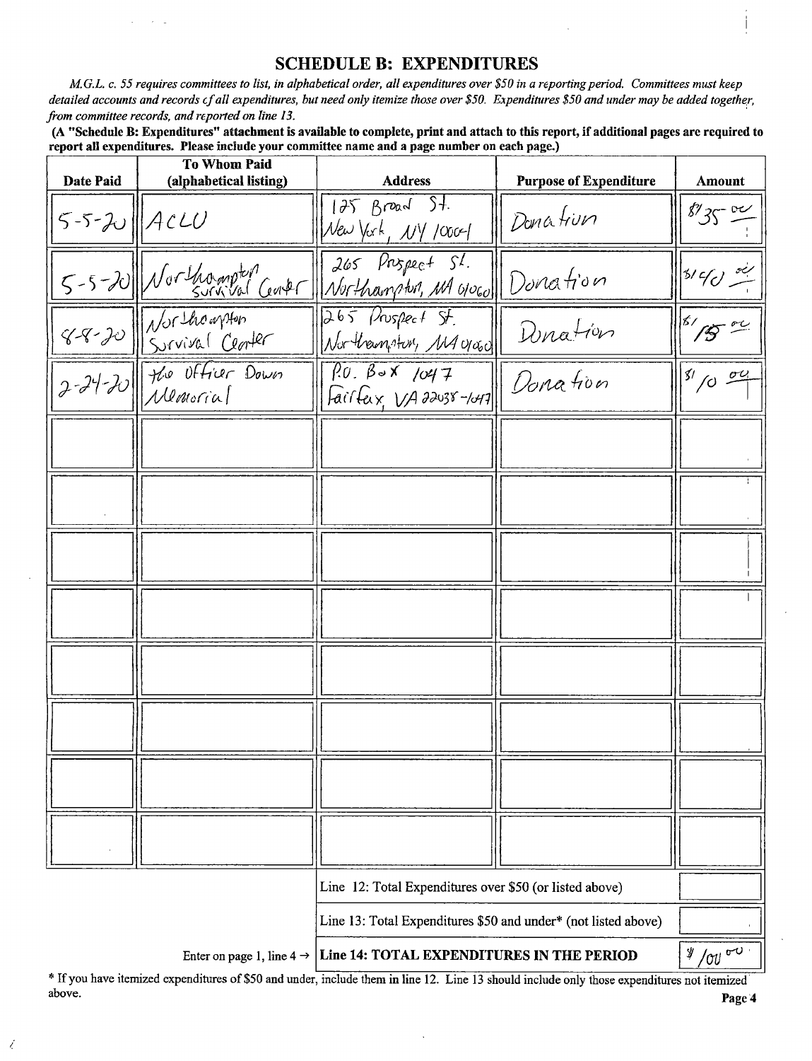## SCHEDULE B: EXPENDITURES

*M.G.L. c. 55 requires committees to list, in alphabetical order, all expenditures over $50 in a reporting period. Committees must keep detailed accounts and records of all expenditures, but need only itemize those over $50. Expenditures $50 and under may be added together, from committee records, and reported on line 13.*

**(A "Schedule B: Expenditures" attachment is available to complete, print and attach to this report, if additional pages are required to report all expenditures. Please include your committee name and a page number on each page.)**

| Date Paid | To Whom Paid (alphabetical listing) | Address | Purpose of Expenditure | Amount |
|---|---|---|---|---|
| 5-5-20 | ACLU | 125 Broad St. New York, NY 10004 | Donation | $735.00 |
| 5-5-20 | Northampton Survival Center | 265 Prospect St. Northampton, MA 01060 | Donation | $140.00 |
| 8-8-20 | Northampton Survival Center | 265 Prospect St. Northampton, MA 01060 | Donation | $125.00 |
| 2-24-20 | the Officer Down Memorial | P.O. Box 1047 Fairfax, VA 22038-1047 | Donation | $10.00 |
| | | | | |
| | | | | |
| | | | | |
| | | | | |
| | | | | |
| | | | | |
| | | | | |
| | | | | |

| | |
|---|---|
| Line 12: Total Expenditures over $50 (or listed above) | |
| Line 13: Total Expenditures $50 and under* (not listed above) | |
| Enter on page 1, line 4 → **Line 14: TOTAL EXPENDITURES IN THE PERIOD** | $100.00 |

\* If you have itemized expenditures of $50 and under, include them in line 12. Line 13 should include only those expenditures not itemized above.